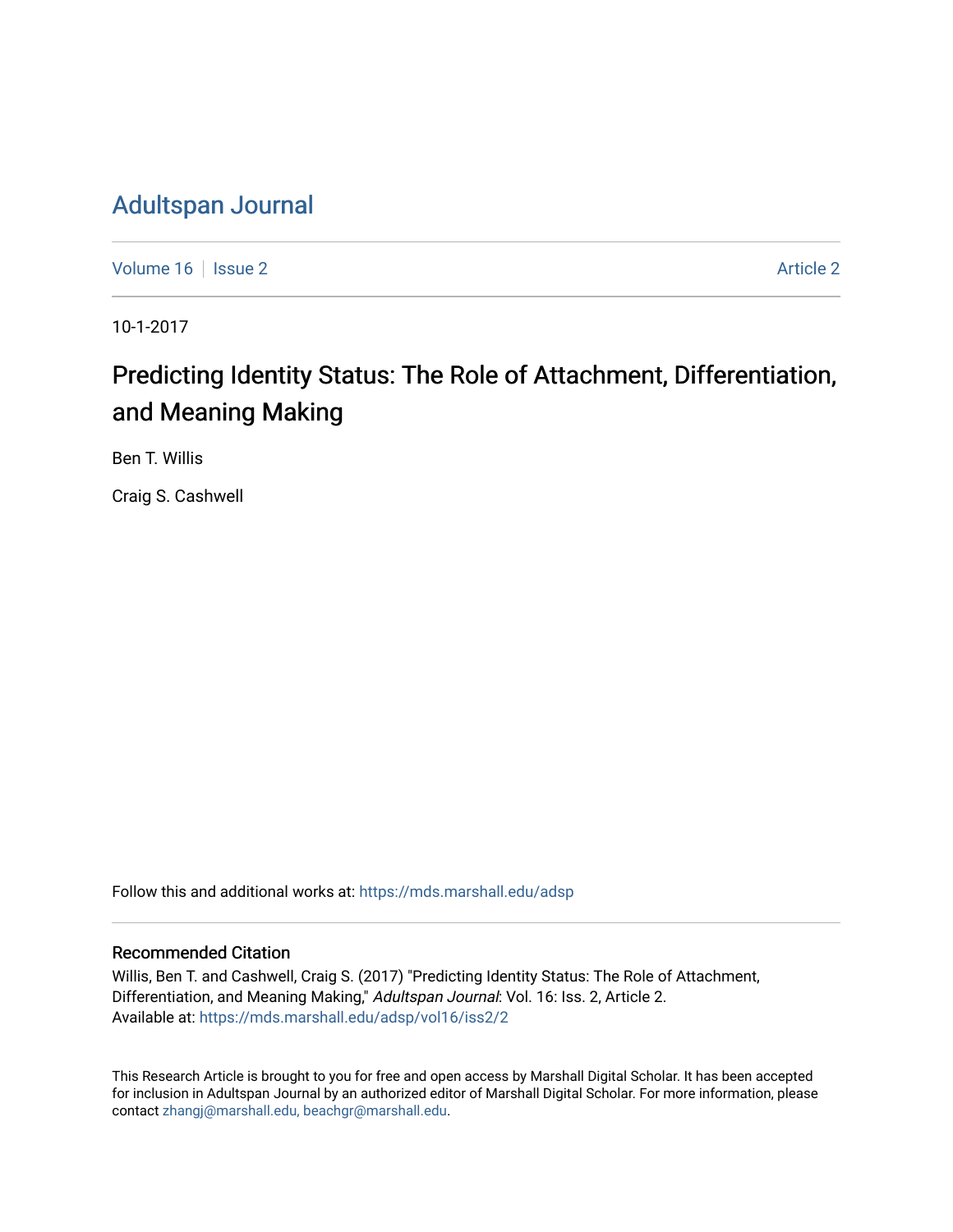# Adultspan Journal

Volume 16 | Issue 2 Article 2

10-1-2017

## Predicting Identity Status: The Role of Attachment, Differentiation, and Meaning Making

Ben T. Willis

Craig S. Cashwell

Follow this and additional works at: https://mds.marshall.edu/adsp

### Recommended Citation

Willis, Ben T. and Cashwell, Craig S. (2017) "Predicting Identity Status: The Role of Attachment, Differentiation, and Meaning Making," *Adultspan Journal*: Vol. 16: Iss. 2, Article 2.
Available at: https://mds.marshall.edu/adsp/vol16/iss2/2

This Research Article is brought to you for free and open access by Marshall Digital Scholar. It has been accepted for inclusion in Adultspan Journal by an authorized editor of Marshall Digital Scholar. For more information, please contact zhangj@marshall.edu, beachgr@marshall.edu.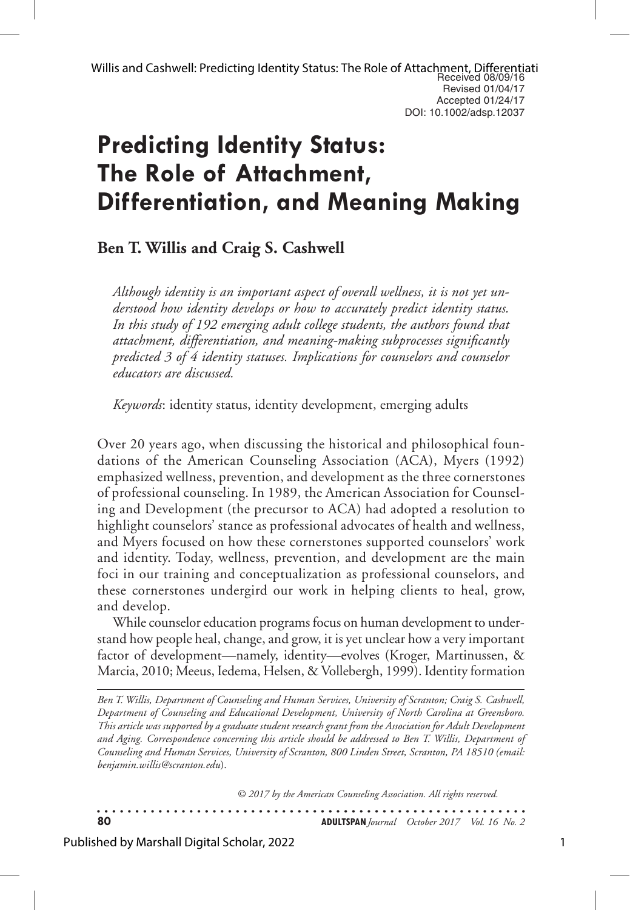Received 08/09/16
Revised 01/04/17
Accepted 01/24/17
DOI: 10.1002/adsp.12037

# Predicting Identity Status: The Role of Attachment, Differentiation, and Meaning Making

**Ben T. Willis and Craig S. Cashwell**

*Although identity is an important aspect of overall wellness, it is not yet understood how identity develops or how to accurately predict identity status. In this study of 192 emerging adult college students, the authors found that attachment, differentiation, and meaning-making subprocesses significantly predicted 3 of 4 identity statuses. Implications for counselors and counselor educators are discussed.*

*Keywords*: identity status, identity development, emerging adults

Over 20 years ago, when discussing the historical and philosophical foundations of the American Counseling Association (ACA), Myers (1992) emphasized wellness, prevention, and development as the three cornerstones of professional counseling. In 1989, the American Association for Counseling and Development (the precursor to ACA) had adopted a resolution to highlight counselors' stance as professional advocates of health and wellness, and Myers focused on how these cornerstones supported counselors' work and identity. Today, wellness, prevention, and development are the main foci in our training and conceptualization as professional counselors, and these cornerstones undergird our work in helping clients to heal, grow, and develop.

While counselor education programs focus on human development to understand how people heal, change, and grow, it is yet unclear how a very important factor of development—namely, identity—evolves (Kroger, Martinussen, & Marcia, 2010; Meeus, Iedema, Helsen, & Vollebergh, 1999). Identity formation

*Ben T. Willis, Department of Counseling and Human Services, University of Scranton; Craig S. Cashwell, Department of Counseling and Educational Development, University of North Carolina at Greensboro. This article was supported by a graduate student research grant from the Association for Adult Development and Aging. Correspondence concerning this article should be addressed to Ben T. Willis, Department of Counseling and Human Services, University of Scranton, 800 Linden Street, Scranton, PA 18510 (email: benjamin.willis@scranton.edu).*

*© 2017 by the American Counseling Association. All rights reserved.*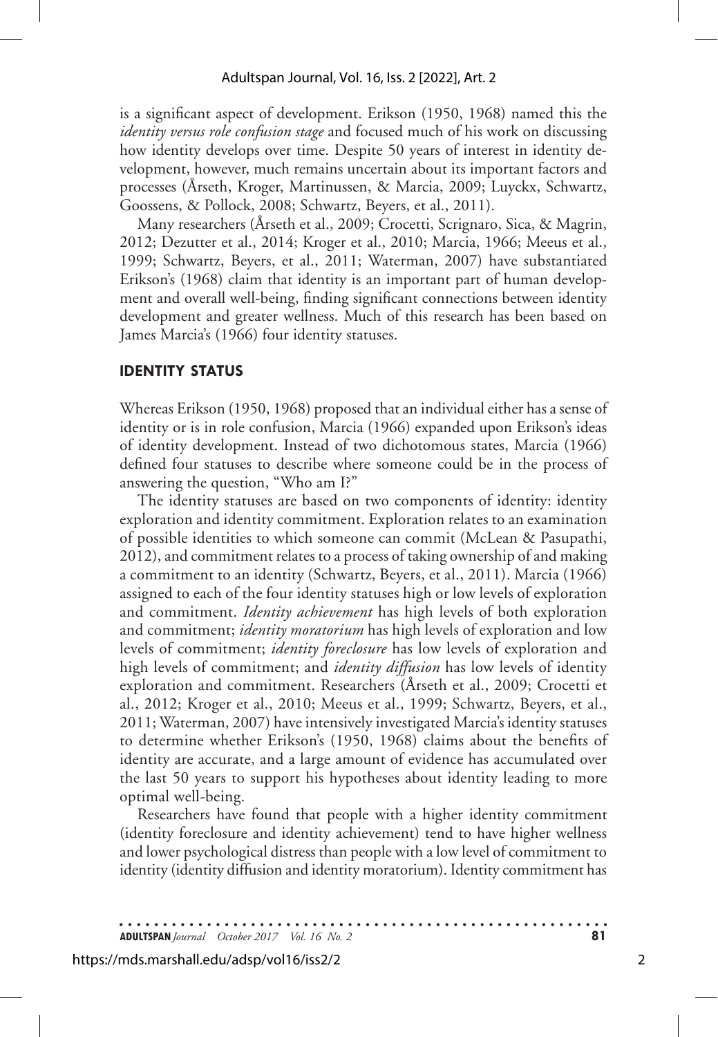is a significant aspect of development. Erikson (1950, 1968) named this the *identity versus role confusion stage* and focused much of his work on discussing how identity develops over time. Despite 50 years of interest in identity development, however, much remains uncertain about its important factors and processes (Årseth, Kroger, Martinussen, & Marcia, 2009; Luyckx, Schwartz, Goossens, & Pollock, 2008; Schwartz, Beyers, et al., 2011).

Many researchers (Årseth et al., 2009; Crocetti, Scrignaro, Sica, & Magrin, 2012; Dezutter et al., 2014; Kroger et al., 2010; Marcia, 1966; Meeus et al., 1999; Schwartz, Beyers, et al., 2011; Waterman, 2007) have substantiated Erikson's (1968) claim that identity is an important part of human development and overall well-being, finding significant connections between identity development and greater wellness. Much of this research has been based on James Marcia's (1966) four identity statuses.

## IDENTITY STATUS

Whereas Erikson (1950, 1968) proposed that an individual either has a sense of identity or is in role confusion, Marcia (1966) expanded upon Erikson's ideas of identity development. Instead of two dichotomous states, Marcia (1966) defined four statuses to describe where someone could be in the process of answering the question, "Who am I?"

The identity statuses are based on two components of identity: identity exploration and identity commitment. Exploration relates to an examination of possible identities to which someone can commit (McLean & Pasupathi, 2012), and commitment relates to a process of taking ownership of and making a commitment to an identity (Schwartz, Beyers, et al., 2011). Marcia (1966) assigned to each of the four identity statuses high or low levels of exploration and commitment. *Identity achievement* has high levels of both exploration and commitment; *identity moratorium* has high levels of exploration and low levels of commitment; *identity foreclosure* has low levels of exploration and high levels of commitment; and *identity diffusion* has low levels of identity exploration and commitment. Researchers (Årseth et al., 2009; Crocetti et al., 2012; Kroger et al., 2010; Meeus et al., 1999; Schwartz, Beyers, et al., 2011; Waterman, 2007) have intensively investigated Marcia's identity statuses to determine whether Erikson's (1950, 1968) claims about the benefits of identity are accurate, and a large amount of evidence has accumulated over the last 50 years to support his hypotheses about identity leading to more optimal well-being.

Researchers have found that people with a higher identity commitment (identity foreclosure and identity achievement) tend to have higher wellness and lower psychological distress than people with a low level of commitment to identity (identity diffusion and identity moratorium). Identity commitment has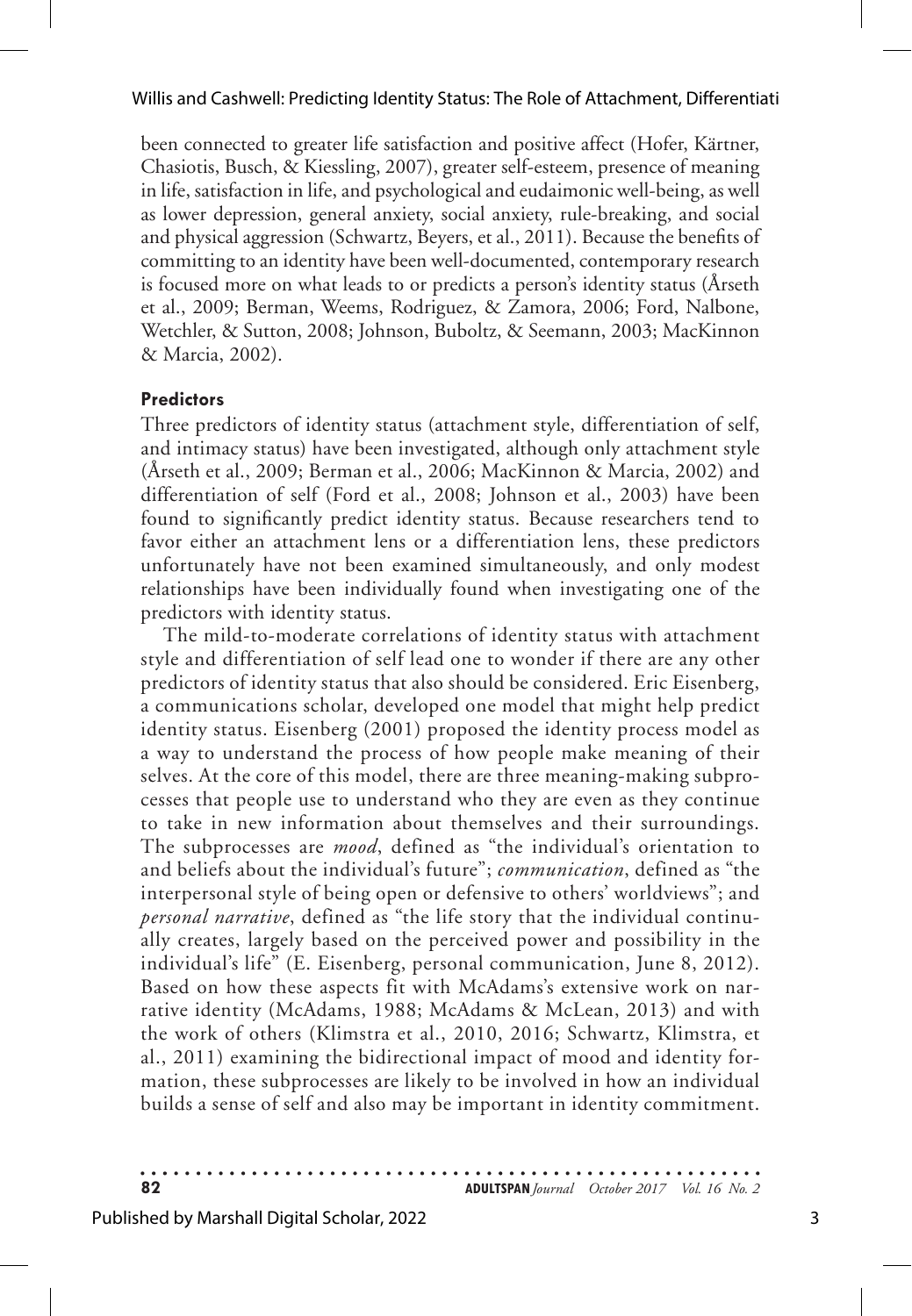been connected to greater life satisfaction and positive affect (Hofer, Kärtner, Chasiotis, Busch, & Kiessling, 2007), greater self-esteem, presence of meaning in life, satisfaction in life, and psychological and eudaimonic well-being, as well as lower depression, general anxiety, social anxiety, rule-breaking, and social and physical aggression (Schwartz, Beyers, et al., 2011). Because the benefits of committing to an identity have been well-documented, contemporary research is focused more on what leads to or predicts a person's identity status (Årseth et al., 2009; Berman, Weems, Rodriguez, & Zamora, 2006; Ford, Nalbone, Wetchler, & Sutton, 2008; Johnson, Buboltz, & Seemann, 2003; MacKinnon & Marcia, 2002).

### Predictors

Three predictors of identity status (attachment style, differentiation of self, and intimacy status) have been investigated, although only attachment style (Årseth et al., 2009; Berman et al., 2006; MacKinnon & Marcia, 2002) and differentiation of self (Ford et al., 2008; Johnson et al., 2003) have been found to significantly predict identity status. Because researchers tend to favor either an attachment lens or a differentiation lens, these predictors unfortunately have not been examined simultaneously, and only modest relationships have been individually found when investigating one of the predictors with identity status.

The mild-to-moderate correlations of identity status with attachment style and differentiation of self lead one to wonder if there are any other predictors of identity status that also should be considered. Eric Eisenberg, a communications scholar, developed one model that might help predict identity status. Eisenberg (2001) proposed the identity process model as a way to understand the process of how people make meaning of their selves. At the core of this model, there are three meaning-making subprocesses that people use to understand who they are even as they continue to take in new information about themselves and their surroundings. The subprocesses are *mood*, defined as "the individual's orientation to and beliefs about the individual's future"; *communication*, defined as "the interpersonal style of being open or defensive to others' worldviews"; and *personal narrative*, defined as "the life story that the individual continually creates, largely based on the perceived power and possibility in the individual's life" (E. Eisenberg, personal communication, June 8, 2012). Based on how these aspects fit with McAdams's extensive work on narrative identity (McAdams, 1988; McAdams & McLean, 2013) and with the work of others (Klimstra et al., 2010, 2016; Schwartz, Klimstra, et al., 2011) examining the bidirectional impact of mood and identity formation, these subprocesses are likely to be involved in how an individual builds a sense of self and also may be important in identity commitment.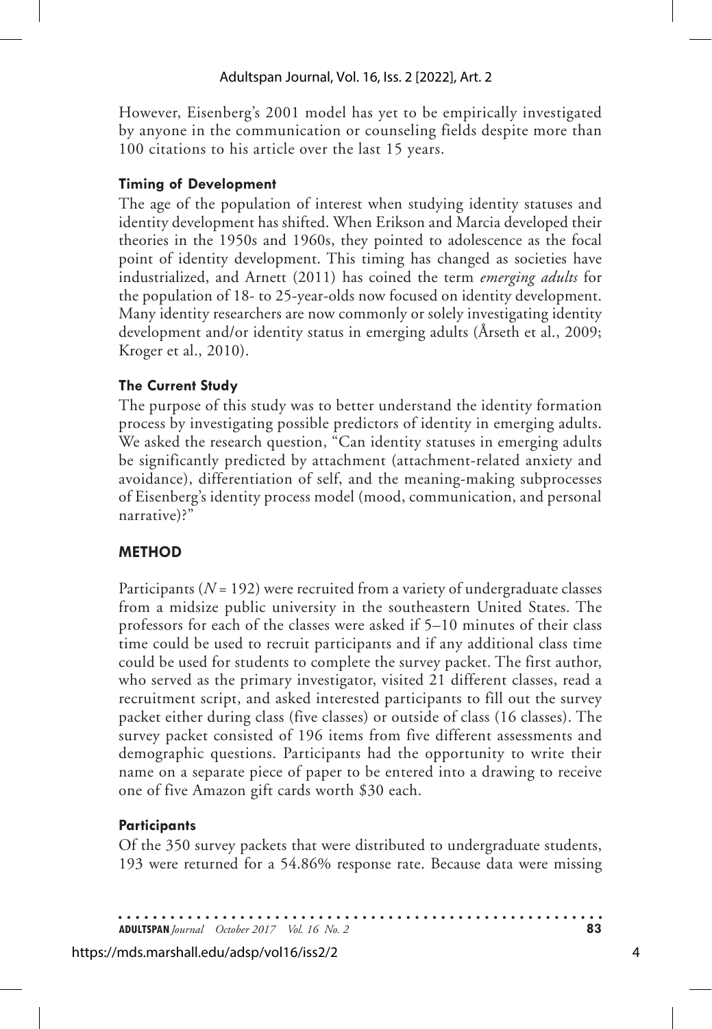However, Eisenberg's 2001 model has yet to be empirically investigated by anyone in the communication or counseling fields despite more than 100 citations to his article over the last 15 years.

### Timing of Development

The age of the population of interest when studying identity statuses and identity development has shifted. When Erikson and Marcia developed their theories in the 1950s and 1960s, they pointed to adolescence as the focal point of identity development. This timing has changed as societies have industrialized, and Arnett (2011) has coined the term *emerging adults* for the population of 18- to 25-year-olds now focused on identity development. Many identity researchers are now commonly or solely investigating identity development and/or identity status in emerging adults (Årseth et al., 2009; Kroger et al., 2010).

### The Current Study

The purpose of this study was to better understand the identity formation process by investigating possible predictors of identity in emerging adults. We asked the research question, "Can identity statuses in emerging adults be significantly predicted by attachment (attachment-related anxiety and avoidance), differentiation of self, and the meaning-making subprocesses of Eisenberg's identity process model (mood, communication, and personal narrative)?"

## METHOD

Participants ($N = 192$) were recruited from a variety of undergraduate classes from a midsize public university in the southeastern United States. The professors for each of the classes were asked if 5–10 minutes of their class time could be used to recruit participants and if any additional class time could be used for students to complete the survey packet. The first author, who served as the primary investigator, visited 21 different classes, read a recruitment script, and asked interested participants to fill out the survey packet either during class (five classes) or outside of class (16 classes). The survey packet consisted of 196 items from five different assessments and demographic questions. Participants had the opportunity to write their name on a separate piece of paper to be entered into a drawing to receive one of five Amazon gift cards worth $30 each.

### Participants

Of the 350 survey packets that were distributed to undergraduate students, 193 were returned for a 54.86% response rate. Because data were missing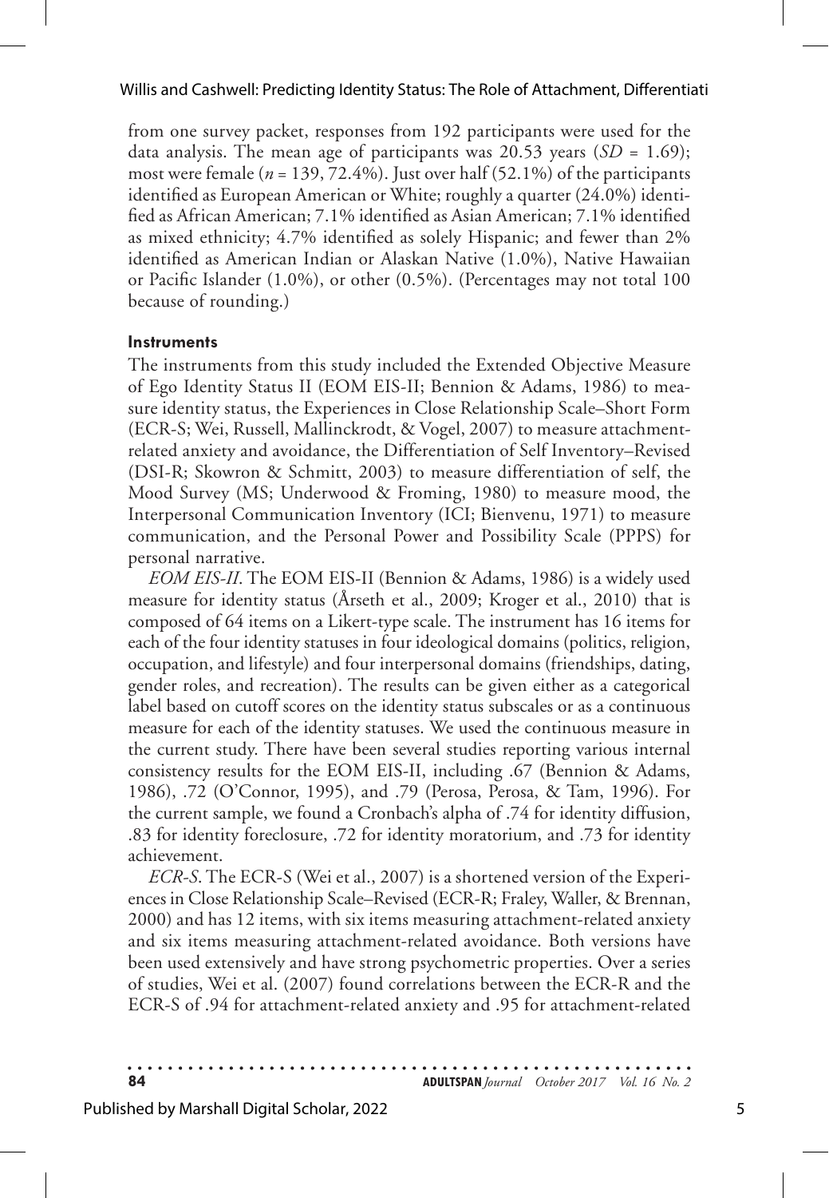from one survey packet, responses from 192 participants were used for the data analysis. The mean age of participants was 20.53 years (*SD* = 1.69); most were female (*n* = 139, 72.4%). Just over half (52.1%) of the participants identified as European American or White; roughly a quarter (24.0%) identified as African American; 7.1% identified as Asian American; 7.1% identified as mixed ethnicity; 4.7% identified as solely Hispanic; and fewer than 2% identified as American Indian or Alaskan Native (1.0%), Native Hawaiian or Pacific Islander (1.0%), or other (0.5%). (Percentages may not total 100 because of rounding.)

### Instruments

The instruments from this study included the Extended Objective Measure of Ego Identity Status II (EOM EIS-II; Bennion & Adams, 1986) to measure identity status, the Experiences in Close Relationship Scale–Short Form (ECR-S; Wei, Russell, Mallinckrodt, & Vogel, 2007) to measure attachment-related anxiety and avoidance, the Differentiation of Self Inventory–Revised (DSI-R; Skowron & Schmitt, 2003) to measure differentiation of self, the Mood Survey (MS; Underwood & Froming, 1980) to measure mood, the Interpersonal Communication Inventory (ICI; Bienvenu, 1971) to measure communication, and the Personal Power and Possibility Scale (PPPS) for personal narrative.

*EOM EIS-II*. The EOM EIS-II (Bennion & Adams, 1986) is a widely used measure for identity status (Årseth et al., 2009; Kroger et al., 2010) that is composed of 64 items on a Likert-type scale. The instrument has 16 items for each of the four identity statuses in four ideological domains (politics, religion, occupation, and lifestyle) and four interpersonal domains (friendships, dating, gender roles, and recreation). The results can be given either as a categorical label based on cutoff scores on the identity status subscales or as a continuous measure for each of the identity statuses. We used the continuous measure in the current study. There have been several studies reporting various internal consistency results for the EOM EIS-II, including .67 (Bennion & Adams, 1986), .72 (O'Connor, 1995), and .79 (Perosa, Perosa, & Tam, 1996). For the current sample, we found a Cronbach's alpha of .74 for identity diffusion, .83 for identity foreclosure, .72 for identity moratorium, and .73 for identity achievement.

*ECR-S*. The ECR-S (Wei et al., 2007) is a shortened version of the Experiences in Close Relationship Scale–Revised (ECR-R; Fraley, Waller, & Brennan, 2000) and has 12 items, with six items measuring attachment-related anxiety and six items measuring attachment-related avoidance. Both versions have been used extensively and have strong psychometric properties. Over a series of studies, Wei et al. (2007) found correlations between the ECR-R and the ECR-S of .94 for attachment-related anxiety and .95 for attachment-related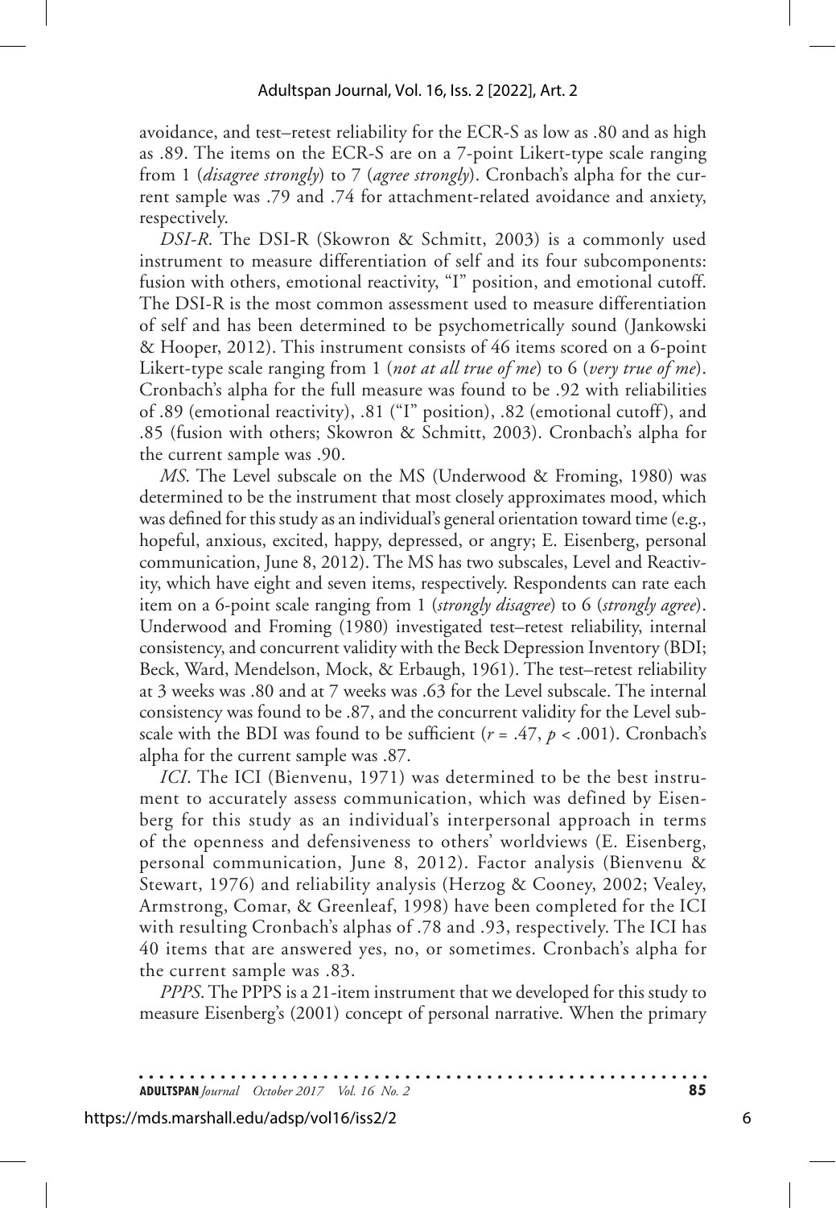avoidance, and test–retest reliability for the ECR-S as low as .80 and as high as .89. The items on the ECR-S are on a 7-point Likert-type scale ranging from 1 (*disagree strongly*) to 7 (*agree strongly*). Cronbach's alpha for the current sample was .79 and .74 for attachment-related avoidance and anxiety, respectively.

*DSI-R*. The DSI-R (Skowron & Schmitt, 2003) is a commonly used instrument to measure differentiation of self and its four subcomponents: fusion with others, emotional reactivity, "I" position, and emotional cutoff. The DSI-R is the most common assessment used to measure differentiation of self and has been determined to be psychometrically sound (Jankowski & Hooper, 2012). This instrument consists of 46 items scored on a 6-point Likert-type scale ranging from 1 (*not at all true of me*) to 6 (*very true of me*). Cronbach's alpha for the full measure was found to be .92 with reliabilities of .89 (emotional reactivity), .81 ("I" position), .82 (emotional cutoff), and .85 (fusion with others; Skowron & Schmitt, 2003). Cronbach's alpha for the current sample was .90.

*MS*. The Level subscale on the MS (Underwood & Froming, 1980) was determined to be the instrument that most closely approximates mood, which was defined for this study as an individual's general orientation toward time (e.g., hopeful, anxious, excited, happy, depressed, or angry; E. Eisenberg, personal communication, June 8, 2012). The MS has two subscales, Level and Reactivity, which have eight and seven items, respectively. Respondents can rate each item on a 6-point scale ranging from 1 (*strongly disagree*) to 6 (*strongly agree*). Underwood and Froming (1980) investigated test–retest reliability, internal consistency, and concurrent validity with the Beck Depression Inventory (BDI; Beck, Ward, Mendelson, Mock, & Erbaugh, 1961). The test–retest reliability at 3 weeks was .80 and at 7 weeks was .63 for the Level subscale. The internal consistency was found to be .87, and the concurrent validity for the Level subscale with the BDI was found to be sufficient ($r = .47$, $p < .001$). Cronbach's alpha for the current sample was .87.

*ICI*. The ICI (Bienvenu, 1971) was determined to be the best instrument to accurately assess communication, which was defined by Eisenberg for this study as an individual's interpersonal approach in terms of the openness and defensiveness to others' worldviews (E. Eisenberg, personal communication, June 8, 2012). Factor analysis (Bienvenu & Stewart, 1976) and reliability analysis (Herzog & Cooney, 2002; Vealey, Armstrong, Comar, & Greenleaf, 1998) have been completed for the ICI with resulting Cronbach's alphas of .78 and .93, respectively. The ICI has 40 items that are answered yes, no, or sometimes. Cronbach's alpha for the current sample was .83.

*PPPS*. The PPPS is a 21-item instrument that we developed for this study to measure Eisenberg's (2001) concept of personal narrative. When the primary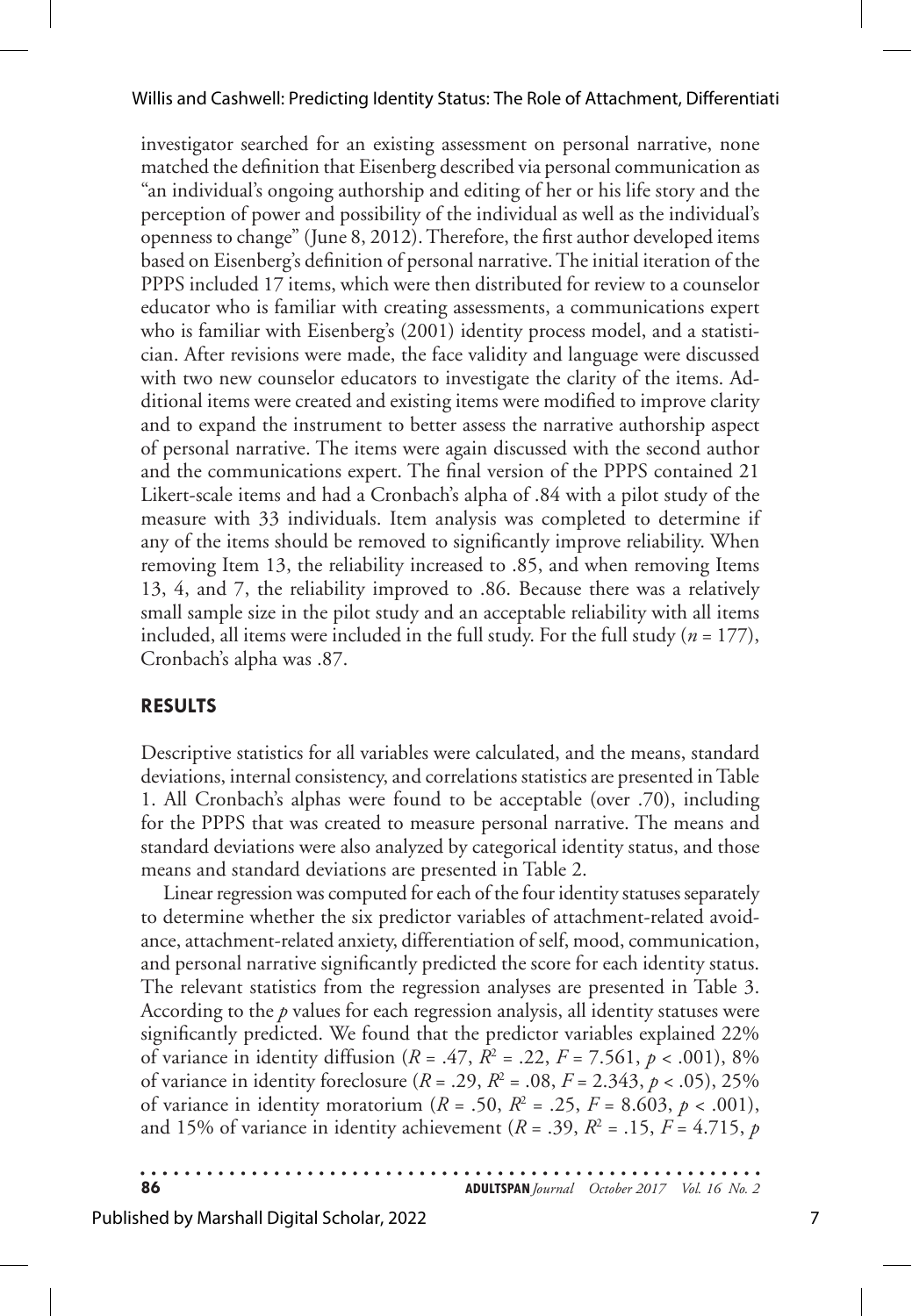investigator searched for an existing assessment on personal narrative, none matched the definition that Eisenberg described via personal communication as "an individual's ongoing authorship and editing of her or his life story and the perception of power and possibility of the individual as well as the individual's openness to change" (June 8, 2012). Therefore, the first author developed items based on Eisenberg's definition of personal narrative. The initial iteration of the PPPS included 17 items, which were then distributed for review to a counselor educator who is familiar with creating assessments, a communications expert who is familiar with Eisenberg's (2001) identity process model, and a statistician. After revisions were made, the face validity and language were discussed with two new counselor educators to investigate the clarity of the items. Additional items were created and existing items were modified to improve clarity and to expand the instrument to better assess the narrative authorship aspect of personal narrative. The items were again discussed with the second author and the communications expert. The final version of the PPPS contained 21 Likert-scale items and had a Cronbach's alpha of .84 with a pilot study of the measure with 33 individuals. Item analysis was completed to determine if any of the items should be removed to significantly improve reliability. When removing Item 13, the reliability increased to .85, and when removing Items 13, 4, and 7, the reliability improved to .86. Because there was a relatively small sample size in the pilot study and an acceptable reliability with all items included, all items were included in the full study. For the full study ($n$ = 177), Cronbach's alpha was .87.

## RESULTS

Descriptive statistics for all variables were calculated, and the means, standard deviations, internal consistency, and correlations statistics are presented in Table 1. All Cronbach's alphas were found to be acceptable (over .70), including for the PPPS that was created to measure personal narrative. The means and standard deviations were also analyzed by categorical identity status, and those means and standard deviations are presented in Table 2.

Linear regression was computed for each of the four identity statuses separately to determine whether the six predictor variables of attachment-related avoidance, attachment-related anxiety, differentiation of self, mood, communication, and personal narrative significantly predicted the score for each identity status. The relevant statistics from the regression analyses are presented in Table 3. According to the $p$ values for each regression analysis, all identity statuses were significantly predicted. We found that the predictor variables explained 22% of variance in identity diffusion ($R$ = .47, $R^2$ = .22, $F$ = 7.561, $p < .001$), 8% of variance in identity foreclosure ($R$ = .29, $R^2$ = .08, $F$ = 2.343, $p < .05$), 25% of variance in identity moratorium ($R$ = .50, $R^2$ = .25, $F$ = 8.603, $p < .001$), and 15% of variance in identity achievement ($R$ = .39, $R^2$ = .15, $F$ = 4.715, $p$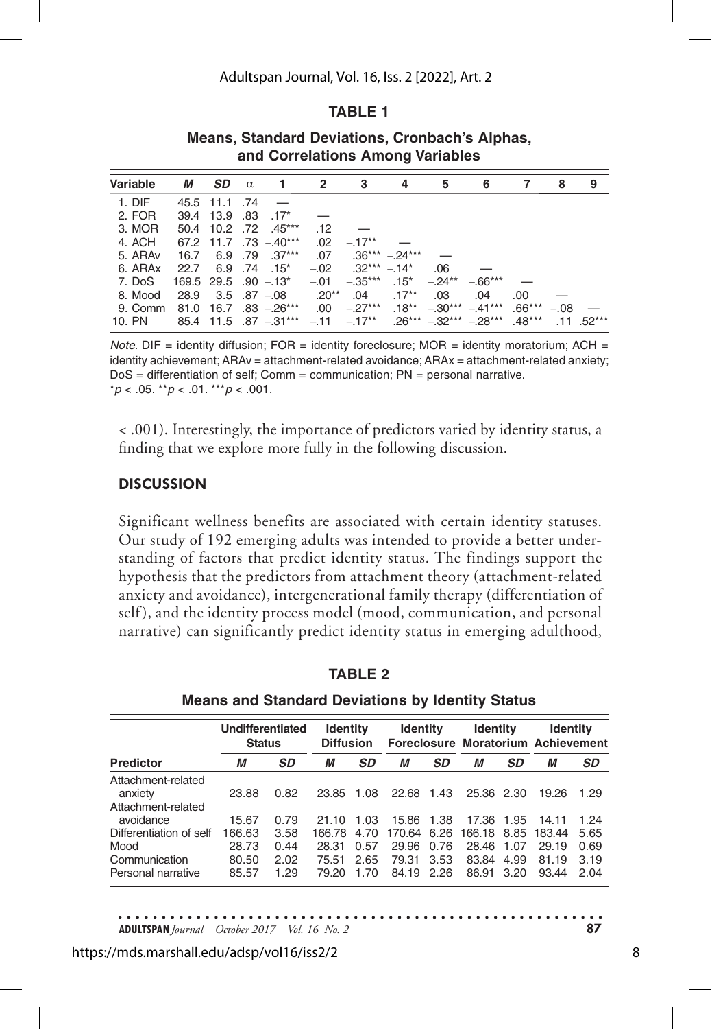**TABLE 1**

**Means, Standard Deviations, Cronbach's Alphas, and Correlations Among Variables**

| Variable | *M* | *SD* | α | 1 | 2 | 3 | 4 | 5 | 6 | 7 | 8 | 9 |
|---|---|---|---|---|---|---|---|---|---|---|---|---|
| 1. DIF | 45.5 | 11.1 | .74 | — | | | | | | | | |
| 2. FOR | 39.4 | 13.9 | .83 | .17* | — | | | | | | | |
| 3. MOR | 50.4 | 10.2 | .72 | .45*** | .12 | — | | | | | | |
| 4. ACH | 67.2 | 11.7 | .73 | −.40*** | .02 | −.17** | — | | | | | |
| 5. ARAv | 16.7 | 6.9 | .79 | .37*** | .07 | .36*** | −.24*** | — | | | | |
| 6. ARAx | 22.7 | 6.9 | .74 | .15* | −.02 | .32*** | −.14* | .06 | — | | | |
| 7. DoS | 169.5 | 29.5 | .90 | −.13* | −.01 | −.35*** | .15* | −.24** | −.66*** | — | | |
| 8. Mood | 28.9 | 3.5 | .87 | −.08 | .20** | .04 | .17** | .03 | .04 | .00 | — | |
| 9. Comm | 81.0 | 16.7 | .83 | −.26*** | .00 | −.27*** | .18** | −.30*** | −.41*** | .66*** | −.08 | — |
| 10. PN | 85.4 | 11.5 | .87 | −.31*** | −.11 | −.17** | .26*** | −.32*** | −.28*** | .48*** | .11 | .52*** |

*Note.* DIF = identity diffusion; FOR = identity foreclosure; MOR = identity moratorium; ACH = identity achievement; ARAv = attachment-related avoidance; ARAx = attachment-related anxiety; DoS = differentiation of self; Comm = communication; PN = personal narrative.
$^{*}p < .05$. $^{**}p < .01$. $^{***}p < .001$.

< .001). Interestingly, the importance of predictors varied by identity status, a finding that we explore more fully in the following discussion.

## DISCUSSION

Significant wellness benefits are associated with certain identity statuses. Our study of 192 emerging adults was intended to provide a better understanding of factors that predict identity status. The findings support the hypothesis that the predictors from attachment theory (attachment-related anxiety and avoidance), intergenerational family therapy (differentiation of self), and the identity process model (mood, communication, and personal narrative) can significantly predict identity status in emerging adulthood,

**TABLE 2**

**Means and Standard Deviations by Identity Status**

| | Undifferentiated Status | | Identity Diffusion | | Identity Foreclosure | | Identity Moratorium | | Identity Achievement | |
|---|---|---|---|---|---|---|---|---|---|---|
| **Predictor** | *M* | *SD* | *M* | *SD* | *M* | *SD* | *M* | *SD* | *M* | *SD* |
| Attachment-related anxiety | 23.88 | 0.82 | 23.85 | 1.08 | 22.68 | 1.43 | 25.36 | 2.30 | 19.26 | 1.29 |
| Attachment-related avoidance | 15.67 | 0.79 | 21.10 | 1.03 | 15.86 | 1.38 | 17.36 | 1.95 | 14.11 | 1.24 |
| Differentiation of self | 166.63 | 3.58 | 166.78 | 4.70 | 170.64 | 6.26 | 166.18 | 8.85 | 183.44 | 5.65 |
| Mood | 28.73 | 0.44 | 28.31 | 0.57 | 29.96 | 0.76 | 28.46 | 1.07 | 29.19 | 0.69 |
| Communication | 80.50 | 2.02 | 75.51 | 2.65 | 79.31 | 3.53 | 83.84 | 4.99 | 81.19 | 3.19 |
| Personal narrative | 85.57 | 1.29 | 79.20 | 1.70 | 84.19 | 2.26 | 86.91 | 3.20 | 93.44 | 2.04 |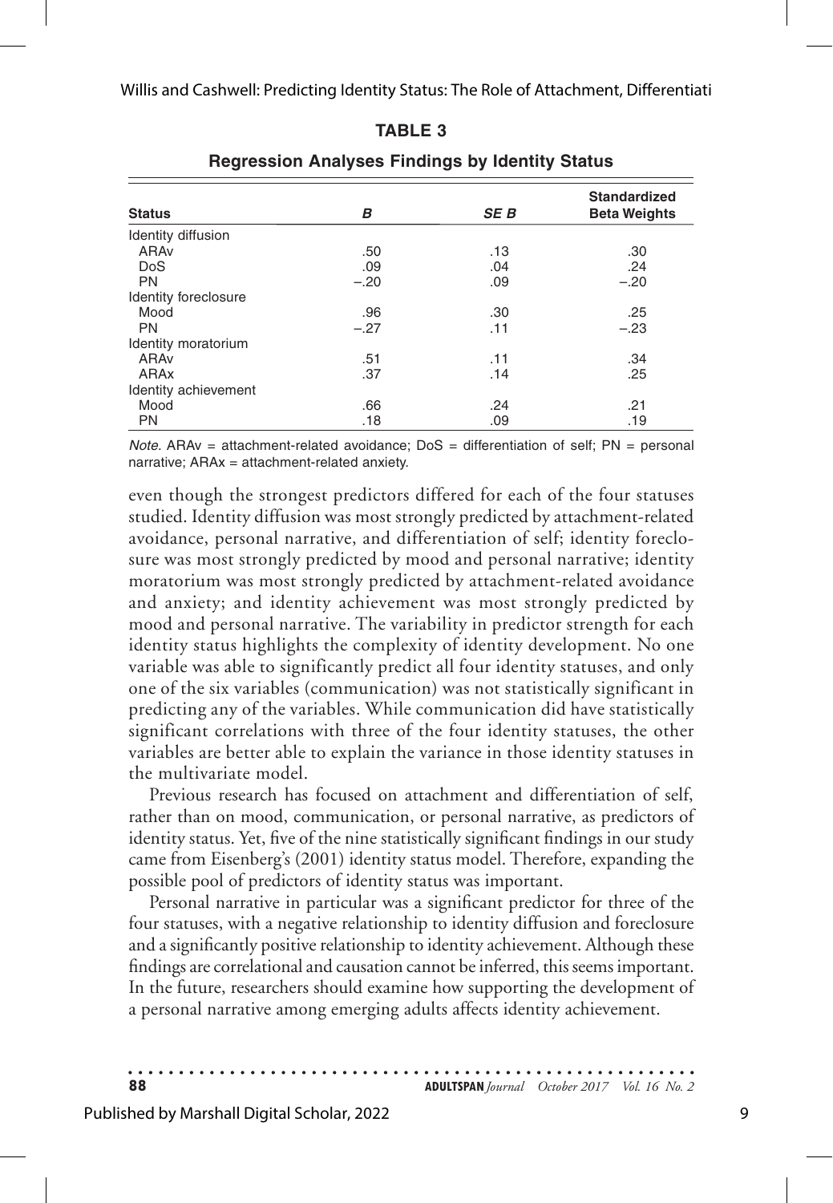**TABLE 3**

**Regression Analyses Findings by Identity Status**

| Status | *B* | *SE B* | Standardized Beta Weights |
|---|---|---|---|
| Identity diffusion | | | |
| ARAv | .50 | .13 | .30 |
| DoS | .09 | .04 | .24 |
| PN | −.20 | .09 | −.20 |
| Identity foreclosure | | | |
| Mood | .96 | .30 | .25 |
| PN | −.27 | .11 | −.23 |
| Identity moratorium | | | |
| ARAv | .51 | .11 | .34 |
| ARAx | .37 | .14 | .25 |
| Identity achievement | | | |
| Mood | .66 | .24 | .21 |
| PN | .18 | .09 | .19 |

*Note.* ARAv = attachment-related avoidance; DoS = differentiation of self; PN = personal narrative; ARAx = attachment-related anxiety.

even though the strongest predictors differed for each of the four statuses studied. Identity diffusion was most strongly predicted by attachment-related avoidance, personal narrative, and differentiation of self; identity foreclosure was most strongly predicted by mood and personal narrative; identity moratorium was most strongly predicted by attachment-related avoidance and anxiety; and identity achievement was most strongly predicted by mood and personal narrative. The variability in predictor strength for each identity status highlights the complexity of identity development. No one variable was able to significantly predict all four identity statuses, and only one of the six variables (communication) was not statistically significant in predicting any of the variables. While communication did have statistically significant correlations with three of the four identity statuses, the other variables are better able to explain the variance in those identity statuses in the multivariate model.

Previous research has focused on attachment and differentiation of self, rather than on mood, communication, or personal narrative, as predictors of identity status. Yet, five of the nine statistically significant findings in our study came from Eisenberg's (2001) identity status model. Therefore, expanding the possible pool of predictors of identity status was important.

Personal narrative in particular was a significant predictor for three of the four statuses, with a negative relationship to identity diffusion and foreclosure and a significantly positive relationship to identity achievement. Although these findings are correlational and causation cannot be inferred, this seems important. In the future, researchers should examine how supporting the development of a personal narrative among emerging adults affects identity achievement.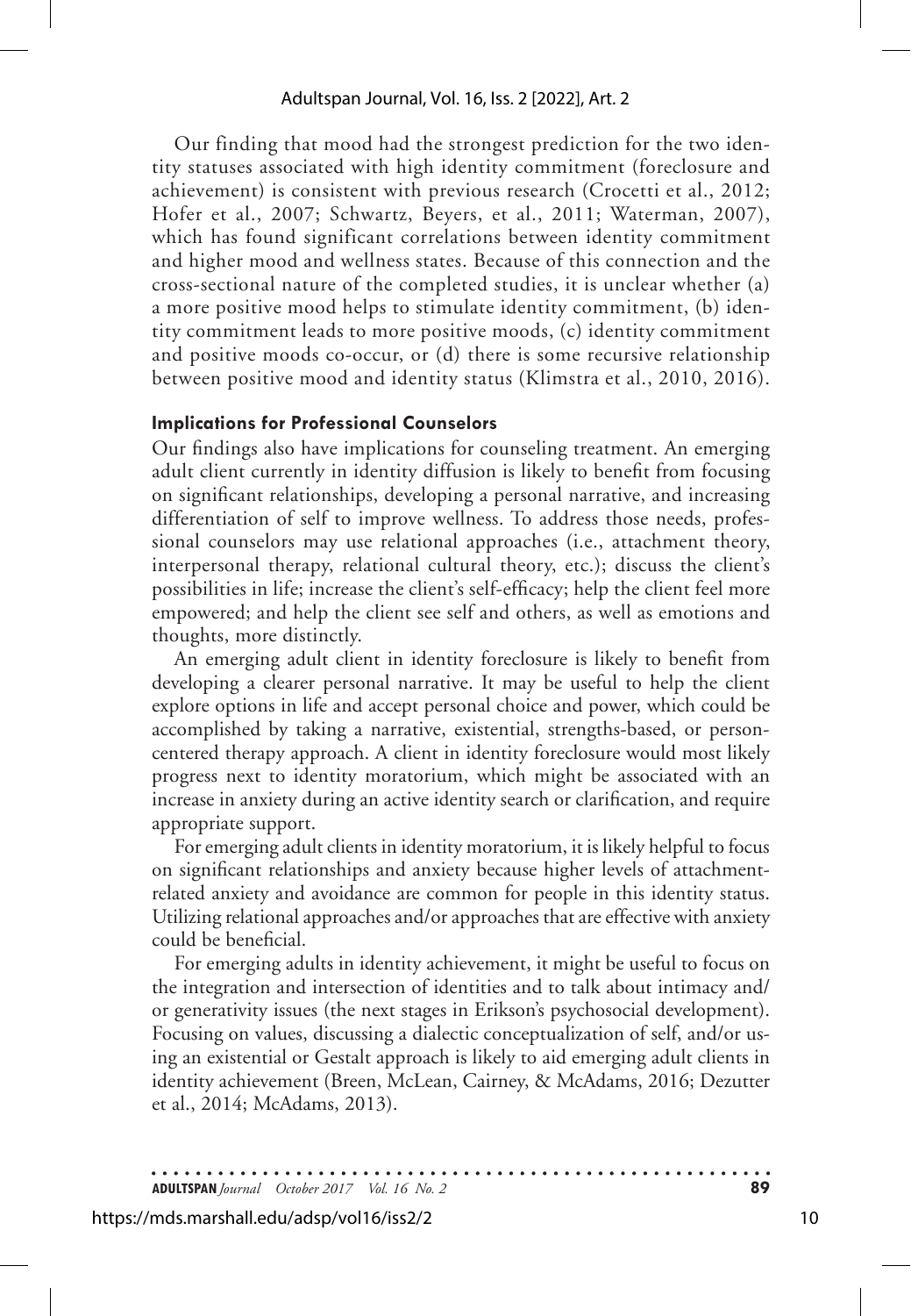Our finding that mood had the strongest prediction for the two identity statuses associated with high identity commitment (foreclosure and achievement) is consistent with previous research (Crocetti et al., 2012; Hofer et al., 2007; Schwartz, Beyers, et al., 2011; Waterman, 2007), which has found significant correlations between identity commitment and higher mood and wellness states. Because of this connection and the cross-sectional nature of the completed studies, it is unclear whether (a) a more positive mood helps to stimulate identity commitment, (b) identity commitment leads to more positive moods, (c) identity commitment and positive moods co-occur, or (d) there is some recursive relationship between positive mood and identity status (Klimstra et al., 2010, 2016).

### Implications for Professional Counselors

Our findings also have implications for counseling treatment. An emerging adult client currently in identity diffusion is likely to benefit from focusing on significant relationships, developing a personal narrative, and increasing differentiation of self to improve wellness. To address those needs, professional counselors may use relational approaches (i.e., attachment theory, interpersonal therapy, relational cultural theory, etc.); discuss the client's possibilities in life; increase the client's self-efficacy; help the client feel more empowered; and help the client see self and others, as well as emotions and thoughts, more distinctly.

An emerging adult client in identity foreclosure is likely to benefit from developing a clearer personal narrative. It may be useful to help the client explore options in life and accept personal choice and power, which could be accomplished by taking a narrative, existential, strengths-based, or person-centered therapy approach. A client in identity foreclosure would most likely progress next to identity moratorium, which might be associated with an increase in anxiety during an active identity search or clarification, and require appropriate support.

For emerging adult clients in identity moratorium, it is likely helpful to focus on significant relationships and anxiety because higher levels of attachment-related anxiety and avoidance are common for people in this identity status. Utilizing relational approaches and/or approaches that are effective with anxiety could be beneficial.

For emerging adults in identity achievement, it might be useful to focus on the integration and intersection of identities and to talk about intimacy and/or generativity issues (the next stages in Erikson's psychosocial development). Focusing on values, discussing a dialectic conceptualization of self, and/or using an existential or Gestalt approach is likely to aid emerging adult clients in identity achievement (Breen, McLean, Cairney, & McAdams, 2016; Dezutter et al., 2014; McAdams, 2013).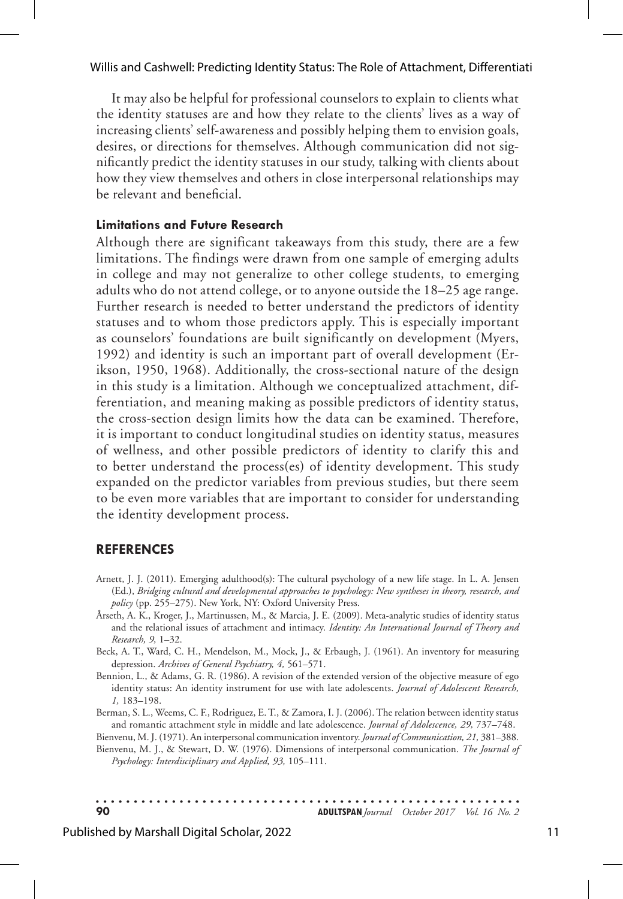It may also be helpful for professional counselors to explain to clients what the identity statuses are and how they relate to the clients' lives as a way of increasing clients' self-awareness and possibly helping them to envision goals, desires, or directions for themselves. Although communication did not significantly predict the identity statuses in our study, talking with clients about how they view themselves and others in close interpersonal relationships may be relevant and beneficial.

### Limitations and Future Research

Although there are significant takeaways from this study, there are a few limitations. The findings were drawn from one sample of emerging adults in college and may not generalize to other college students, to emerging adults who do not attend college, or to anyone outside the 18–25 age range. Further research is needed to better understand the predictors of identity statuses and to whom those predictors apply. This is especially important as counselors' foundations are built significantly on development (Myers, 1992) and identity is such an important part of overall development (Erikson, 1950, 1968). Additionally, the cross-sectional nature of the design in this study is a limitation. Although we conceptualized attachment, differentiation, and meaning making as possible predictors of identity status, the cross-section design limits how the data can be examined. Therefore, it is important to conduct longitudinal studies on identity status, measures of wellness, and other possible predictors of identity to clarify this and to better understand the process(es) of identity development. This study expanded on the predictor variables from previous studies, but there seem to be even more variables that are important to consider for understanding the identity development process.

## REFERENCES

Arnett, J. J. (2011). Emerging adulthood(s): The cultural psychology of a new life stage. In L. A. Jensen (Ed.), *Bridging cultural and developmental approaches to psychology: New syntheses in theory, research, and policy* (pp. 255–275). New York, NY: Oxford University Press.

Årseth, A. K., Kroger, J., Martinussen, M., & Marcia, J. E. (2009). Meta-analytic studies of identity status and the relational issues of attachment and intimacy. *Identity: An International Journal of Theory and Research, 9,* 1–32.

Beck, A. T., Ward, C. H., Mendelson, M., Mock, J., & Erbaugh, J. (1961). An inventory for measuring depression. *Archives of General Psychiatry, 4,* 561–571.

Bennion, L., & Adams, G. R. (1986). A revision of the extended version of the objective measure of ego identity status: An identity instrument for use with late adolescents. *Journal of Adolescent Research, 1,* 183–198.

Berman, S. L., Weems, C. F., Rodriguez, E. T., & Zamora, I. J. (2006). The relation between identity status and romantic attachment style in middle and late adolescence. *Journal of Adolescence, 29,* 737–748.

Bienvenu, M. J. (1971). An interpersonal communication inventory. *Journal of Communication, 21,* 381–388.

Bienvenu, M. J., & Stewart, D. W. (1976). Dimensions of interpersonal communication. *The Journal of Psychology: Interdisciplinary and Applied, 93,* 105–111.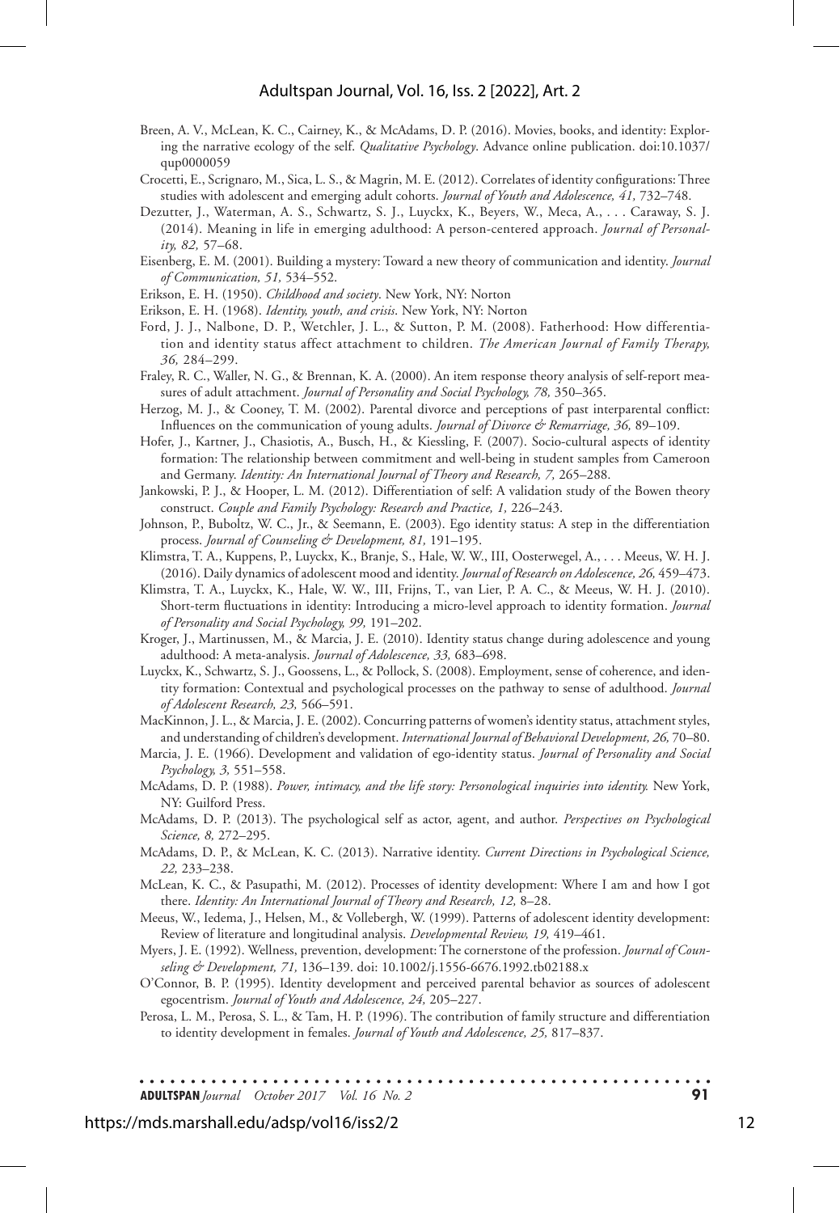Breen, A. V., McLean, K. C., Cairney, K., & McAdams, D. P. (2016). Movies, books, and identity: Exploring the narrative ecology of the self. *Qualitative Psychology*. Advance online publication. doi:10.1037/qup0000059

Crocetti, E., Scrignaro, M., Sica, L. S., & Magrin, M. E. (2012). Correlates of identity configurations: Three studies with adolescent and emerging adult cohorts. *Journal of Youth and Adolescence, 41,* 732–748.

Dezutter, J., Waterman, A. S., Schwartz, S. J., Luyckx, K., Beyers, W., Meca, A., . . . Caraway, S. J. (2014). Meaning in life in emerging adulthood: A person-centered approach. *Journal of Personality, 82,* 57–68.

Eisenberg, E. M. (2001). Building a mystery: Toward a new theory of communication and identity. *Journal of Communication, 51,* 534–552.

Erikson, E. H. (1950). *Childhood and society*. New York, NY: Norton

Erikson, E. H. (1968). *Identity, youth, and crisis*. New York, NY: Norton

Ford, J. J., Nalbone, D. P., Wetchler, J. L., & Sutton, P. M. (2008). Fatherhood: How differentiation and identity status affect attachment to children. *The American Journal of Family Therapy, 36,* 284–299.

Fraley, R. C., Waller, N. G., & Brennan, K. A. (2000). An item response theory analysis of self-report measures of adult attachment. *Journal of Personality and Social Psychology, 78,* 350–365.

Herzog, M. J., & Cooney, T. M. (2002). Parental divorce and perceptions of past interparental conflict: Influences on the communication of young adults. *Journal of Divorce & Remarriage, 36,* 89–109.

Hofer, J., Kartner, J., Chasiotis, A., Busch, H., & Kiessling, F. (2007). Socio-cultural aspects of identity formation: The relationship between commitment and well-being in student samples from Cameroon and Germany. *Identity: An International Journal of Theory and Research, 7,* 265–288.

Jankowski, P. J., & Hooper, L. M. (2012). Differentiation of self: A validation study of the Bowen theory construct. *Couple and Family Psychology: Research and Practice, 1,* 226–243.

Johnson, P., Buboltz, W. C., Jr., & Seemann, E. (2003). Ego identity status: A step in the differentiation process. *Journal of Counseling & Development, 81,* 191–195.

Klimstra, T. A., Kuppens, P., Luyckx, K., Branje, S., Hale, W. W., III, Oosterwegel, A., . . . Meeus, W. H. J. (2016). Daily dynamics of adolescent mood and identity. *Journal of Research on Adolescence, 26,* 459–473.

Klimstra, T. A., Luyckx, K., Hale, W. W., III, Frijns, T., van Lier, P. A. C., & Meeus, W. H. J. (2010). Short-term fluctuations in identity: Introducing a micro-level approach to identity formation. *Journal of Personality and Social Psychology, 99,* 191–202.

Kroger, J., Martinussen, M., & Marcia, J. E. (2010). Identity status change during adolescence and young adulthood: A meta-analysis. *Journal of Adolescence, 33,* 683–698.

Luyckx, K., Schwartz, S. J., Goossens, L., & Pollock, S. (2008). Employment, sense of coherence, and identity formation: Contextual and psychological processes on the pathway to sense of adulthood. *Journal of Adolescent Research, 23,* 566–591.

MacKinnon, J. L., & Marcia, J. E. (2002). Concurring patterns of women's identity status, attachment styles, and understanding of children's development. *International Journal of Behavioral Development, 26,* 70–80.

Marcia, J. E. (1966). Development and validation of ego-identity status. *Journal of Personality and Social Psychology, 3,* 551–558.

McAdams, D. P. (1988). *Power, intimacy, and the life story: Personological inquiries into identity.* New York, NY: Guilford Press.

McAdams, D. P. (2013). The psychological self as actor, agent, and author. *Perspectives on Psychological Science, 8,* 272–295.

McAdams, D. P., & McLean, K. C. (2013). Narrative identity. *Current Directions in Psychological Science, 22,* 233–238.

McLean, K. C., & Pasupathi, M. (2012). Processes of identity development: Where I am and how I got there. *Identity: An International Journal of Theory and Research, 12,* 8–28.

Meeus, W., Iedema, J., Helsen, M., & Vollebergh, W. (1999). Patterns of adolescent identity development: Review of literature and longitudinal analysis. *Developmental Review, 19,* 419–461.

Myers, J. E. (1992). Wellness, prevention, development: The cornerstone of the profession. *Journal of Counseling & Development, 71,* 136–139. doi: 10.1002/j.1556-6676.1992.tb02188.x

O'Connor, B. P. (1995). Identity development and perceived parental behavior as sources of adolescent egocentrism. *Journal of Youth and Adolescence, 24,* 205–227.

Perosa, L. M., Perosa, S. L., & Tam, H. P. (1996). The contribution of family structure and differentiation to identity development in females. *Journal of Youth and Adolescence, 25,* 817–837.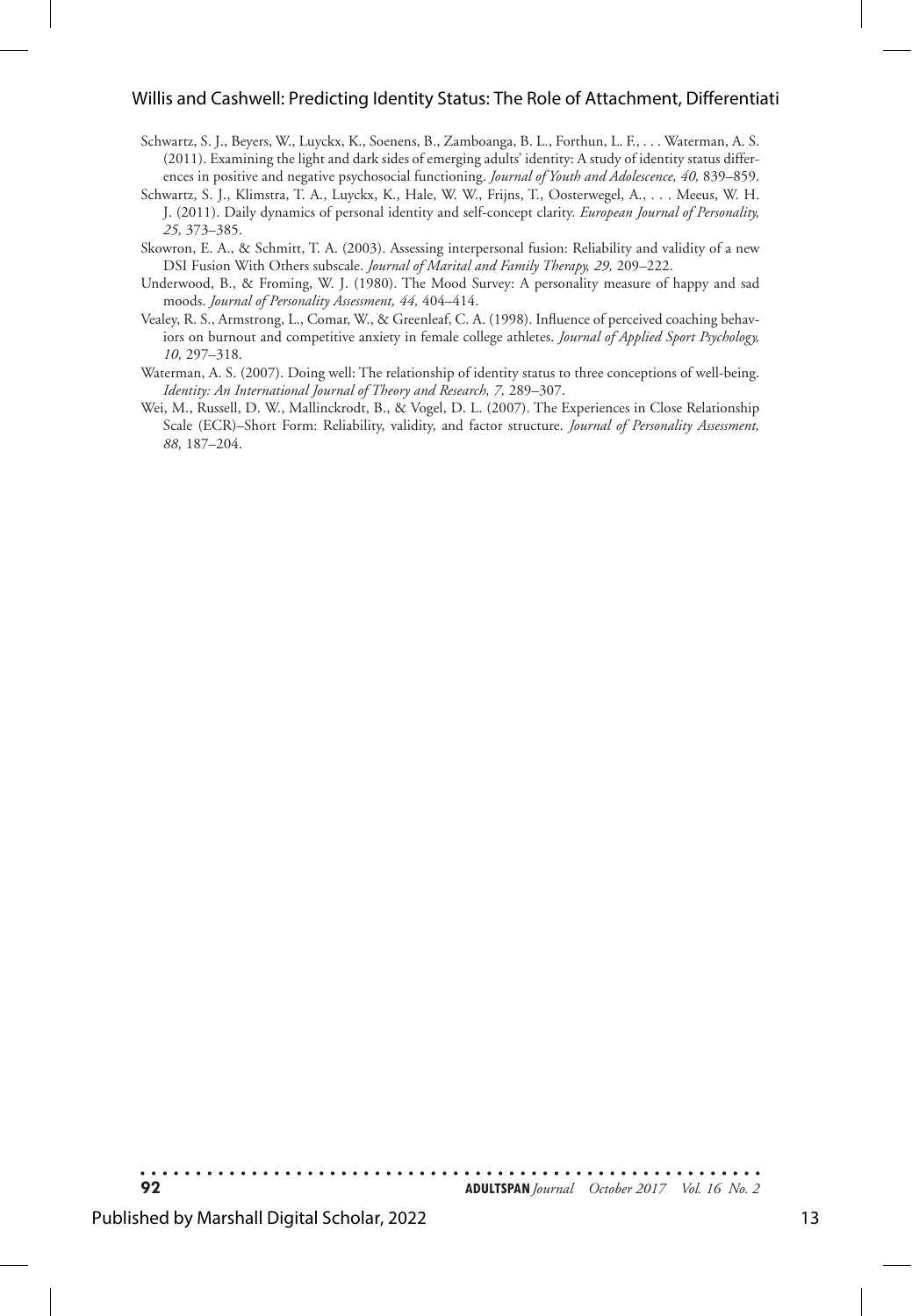Schwartz, S. J., Beyers, W., Luyckx, K., Soenens, B., Zamboanga, B. L., Forthun, L. F., . . . Waterman, A. S. (2011). Examining the light and dark sides of emerging adults' identity: A study of identity status differences in positive and negative psychosocial functioning. *Journal of Youth and Adolescence, 40,* 839–859.

Schwartz, S. J., Klimstra, T. A., Luyckx, K., Hale, W. W., Frijns, T., Oosterwegel, A., . . . Meeus, W. H. J. (2011). Daily dynamics of personal identity and self-concept clarity. *European Journal of Personality, 25,* 373–385.

Skowron, E. A., & Schmitt, T. A. (2003). Assessing interpersonal fusion: Reliability and validity of a new DSI Fusion With Others subscale. *Journal of Marital and Family Therapy, 29,* 209–222.

Underwood, B., & Froming, W. J. (1980). The Mood Survey: A personality measure of happy and sad moods. *Journal of Personality Assessment, 44,* 404–414.

Vealey, R. S., Armstrong, L., Comar, W., & Greenleaf, C. A. (1998). Influence of perceived coaching behaviors on burnout and competitive anxiety in female college athletes. *Journal of Applied Sport Psychology, 10,* 297–318.

Waterman, A. S. (2007). Doing well: The relationship of identity status to three conceptions of well-being. *Identity: An International Journal of Theory and Research, 7,* 289–307.

Wei, M., Russell, D. W., Mallinckrodt, B., & Vogel, D. L. (2007). The Experiences in Close Relationship Scale (ECR)–Short Form: Reliability, validity, and factor structure. *Journal of Personality Assessment, 88,* 187–204.